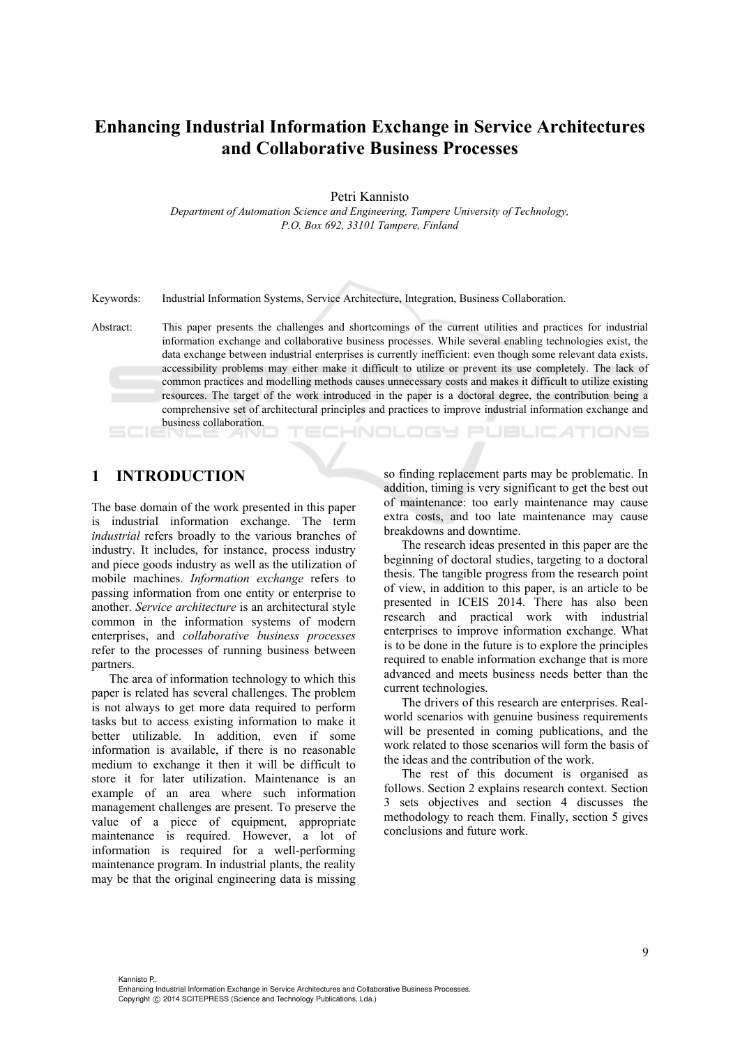# Enhancing Industrial Information Exchange in Service Architectures and Collaborative Business Processes

Petri Kannisto

*Department of Automation Science and Engineering, Tampere University of Technology, P.O. Box 692, 33101 Tampere, Finland*

Keywords: Industrial Information Systems, Service Architecture, Integration, Business Collaboration.

Abstract: This paper presents the challenges and shortcomings of the current utilities and practices for industrial information exchange and collaborative business processes. While several enabling technologies exist, the data exchange between industrial enterprises is currently inefficient: even though some relevant data exists, accessibility problems may either make it difficult to utilize or prevent its use completely. The lack of common practices and modelling methods causes unnecessary costs and makes it difficult to utilize existing resources. The target of the work introduced in the paper is a doctoral degree, the contribution being a comprehensive set of architectural principles and practices to improve industrial information exchange and business collaboration.

## 1 INTRODUCTION

The base domain of the work presented in this paper is industrial information exchange. The term *industrial* refers broadly to the various branches of industry. It includes, for instance, process industry and piece goods industry as well as the utilization of mobile machines. *Information exchange* refers to passing information from one entity or enterprise to another. *Service architecture* is an architectural style common in the information systems of modern enterprises, and *collaborative business processes* refer to the processes of running business between partners.

The area of information technology to which this paper is related has several challenges. The problem is not always to get more data required to perform tasks but to access existing information to make it better utilizable. In addition, even if some information is available, if there is no reasonable medium to exchange it then it will be difficult to store it for later utilization. Maintenance is an example of an area where such information management challenges are present. To preserve the value of a piece of equipment, appropriate maintenance is required. However, a lot of information is required for a well-performing maintenance program. In industrial plants, the reality may be that the original engineering data is missing so finding replacement parts may be problematic. In addition, timing is very significant to get the best out of maintenance: too early maintenance may cause extra costs, and too late maintenance may cause breakdowns and downtime.

The research ideas presented in this paper are the beginning of doctoral studies, targeting to a doctoral thesis. The tangible progress from the research point of view, in addition to this paper, is an article to be presented in ICEIS 2014. There has also been research and practical work with industrial enterprises to improve information exchange. What is to be done in the future is to explore the principles required to enable information exchange that is more advanced and meets business needs better than the current technologies.

The drivers of this research are enterprises. Real-world scenarios with genuine business requirements will be presented in coming publications, and the work related to those scenarios will form the basis of the ideas and the contribution of the work.

The rest of this document is organised as follows. Section 2 explains research context. Section 3 sets objectives and section 4 discusses the methodology to reach them. Finally, section 5 gives conclusions and future work.

Kannisto P..
Enhancing Industrial Information Exchange in Service Architectures and Collaborative Business Processes.
Copyright © 2014 SCITEPRESS (Science and Technology Publications, Lda.)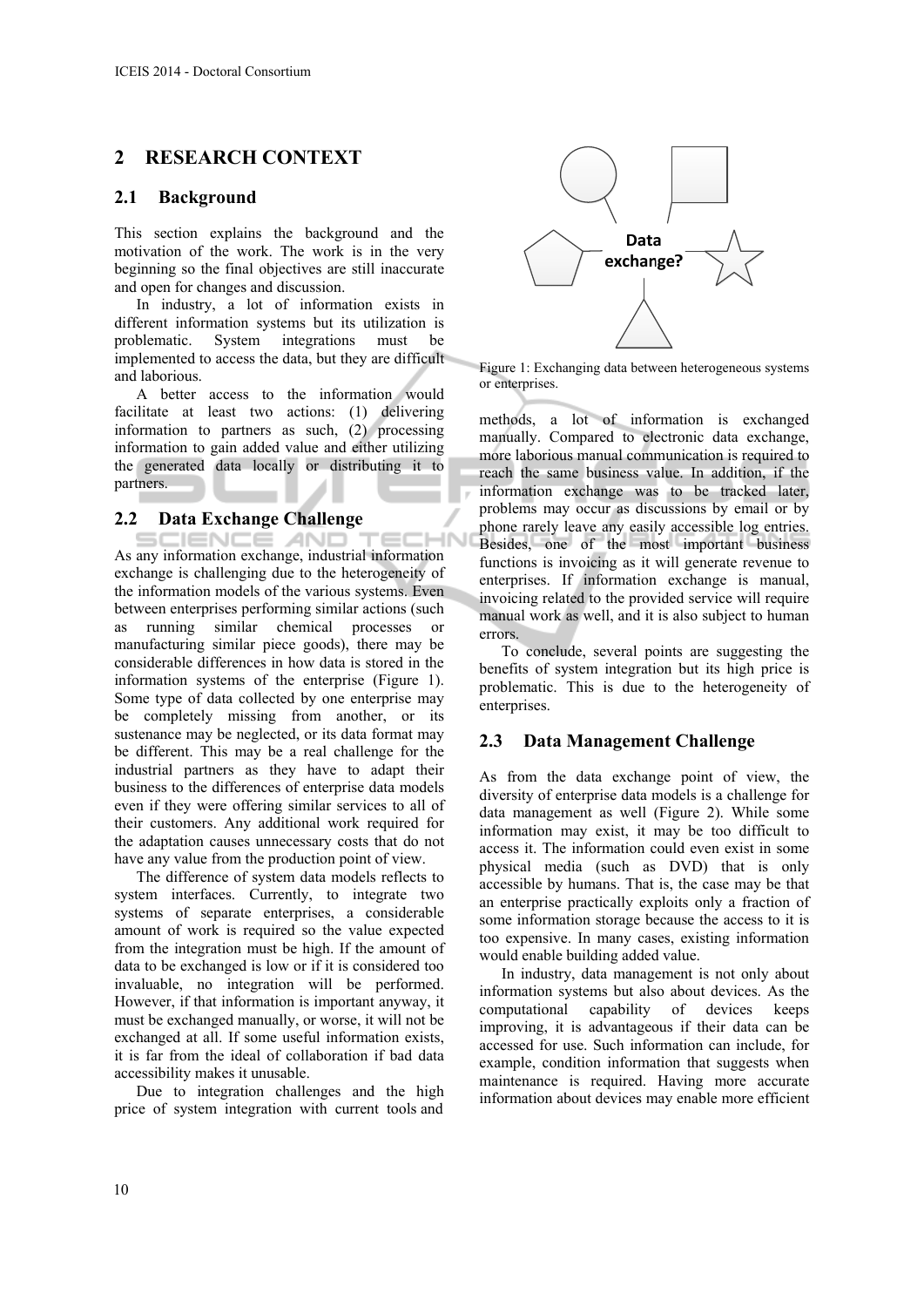# 2 RESEARCH CONTEXT

## 2.1 Background

This section explains the background and the motivation of the work. The work is in the very beginning so the final objectives are still inaccurate and open for changes and discussion.

In industry, a lot of information exists in different information systems but its utilization is problematic. System integrations must be implemented to access the data, but they are difficult and laborious.

A better access to the information would facilitate at least two actions: (1) delivering information to partners as such, (2) processing information to gain added value and either utilizing the generated data locally or distributing it to partners.

## 2.2 Data Exchange Challenge

As any information exchange, industrial information exchange is challenging due to the heterogeneity of the information models of the various systems. Even between enterprises performing similar actions (such as running similar chemical processes or manufacturing similar piece goods), there may be considerable differences in how data is stored in the information systems of the enterprise (Figure 1). Some type of data collected by one enterprise may be completely missing from another, or its sustenance may be neglected, or its data format may be different. This may be a real challenge for the industrial partners as they have to adapt their business to the differences of enterprise data models even if they were offering similar services to all of their customers. Any additional work required for the adaptation causes unnecessary costs that do not have any value from the production point of view.

The difference of system data models reflects to system interfaces. Currently, to integrate two systems of separate enterprises, a considerable amount of work is required so the value expected from the integration must be high. If the amount of data to be exchanged is low or if it is considered too invaluable, no integration will be performed. However, if that information is important anyway, it must be exchanged manually, or worse, it will not be exchanged at all. If some useful information exists, it is far from the ideal of collaboration if bad data accessibility makes it unusable.

Due to integration challenges and the high price of system integration with current tools and methods, a lot of information is exchanged manually. Compared to electronic data exchange, more laborious manual communication is required to reach the same business value. In addition, if the information exchange was to be tracked later, problems may occur as discussions by email or by phone rarely leave any easily accessible log entries. Besides, one of the most important business functions is invoicing as it will generate revenue to enterprises. If information exchange is manual, invoicing related to the provided service will require manual work as well, and it is also subject to human errors.

Data exchange?

Figure 1: Exchanging data between heterogeneous systems or enterprises.

To conclude, several points are suggesting the benefits of system integration but its high price is problematic. This is due to the heterogeneity of enterprises.

## 2.3 Data Management Challenge

As from the data exchange point of view, the diversity of enterprise data models is a challenge for data management as well (Figure 2). While some information may exist, it may be too difficult to access it. The information could even exist in some physical media (such as DVD) that is only accessible by humans. That is, the case may be that an enterprise practically exploits only a fraction of some information storage because the access to it is too expensive. In many cases, existing information would enable building added value.

In industry, data management is not only about information systems but also about devices. As the computational capability of devices keeps improving, it is advantageous if their data can be accessed for use. Such information can include, for example, condition information that suggests when maintenance is required. Having more accurate information about devices may enable more efficient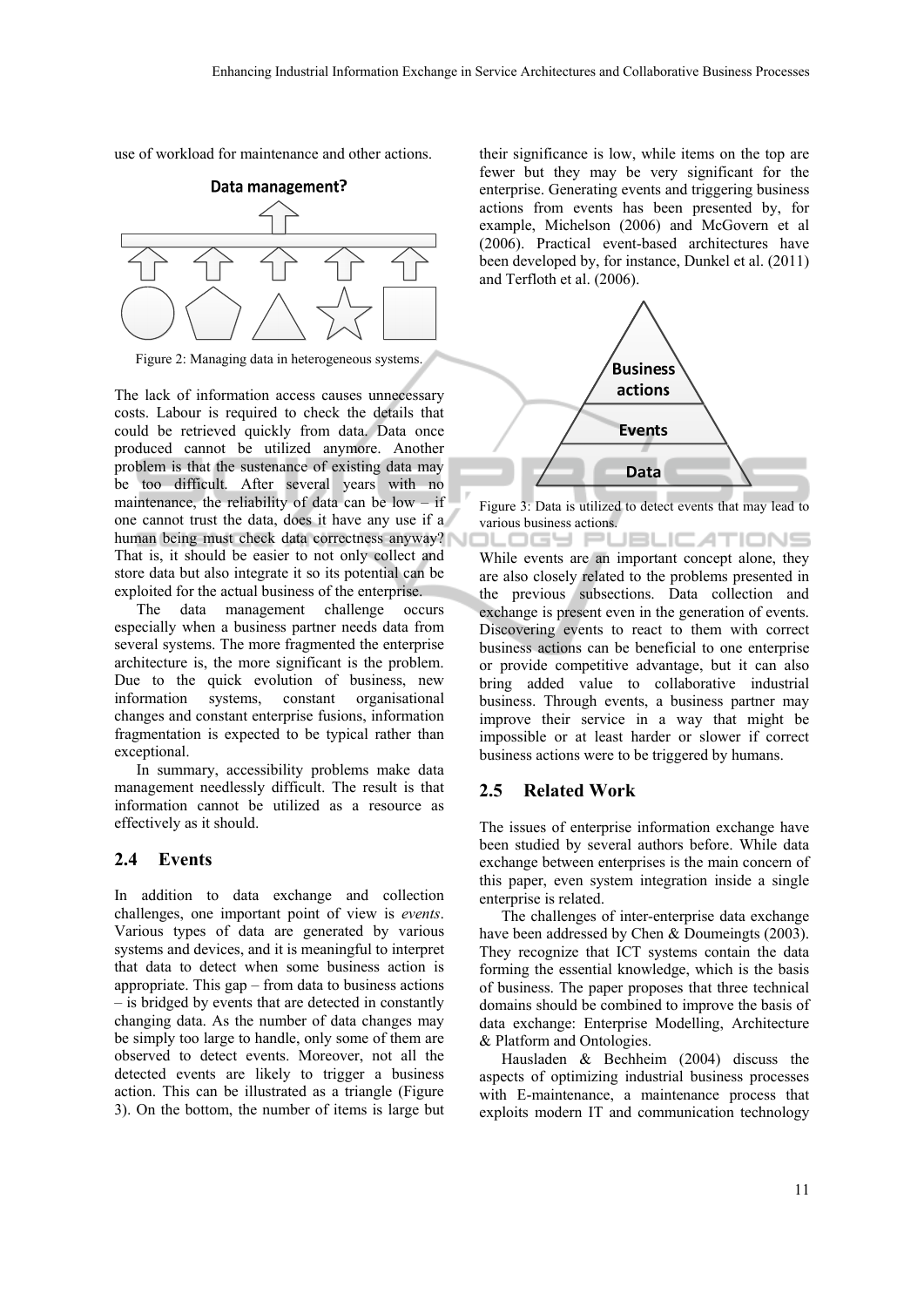use of workload for maintenance and other actions.

Figure 2: Managing data in heterogeneous systems.

The lack of information access causes unnecessary costs. Labour is required to check the details that could be retrieved quickly from data. Data once produced cannot be utilized anymore. Another problem is that the sustenance of existing data may be too difficult. After several years with no maintenance, the reliability of data can be low – if one cannot trust the data, does it have any use if a human being must check data correctness anyway? That is, it should be easier to not only collect and store data but also integrate it so its potential can be exploited for the actual business of the enterprise.

The data management challenge occurs especially when a business partner needs data from several systems. The more fragmented the enterprise architecture is, the more significant is the problem. Due to the quick evolution of business, new information systems, constant organisational changes and constant enterprise fusions, information fragmentation is expected to be typical rather than exceptional.

In summary, accessibility problems make data management needlessly difficult. The result is that information cannot be utilized as a resource as effectively as it should.

## 2.4 Events

In addition to data exchange and collection challenges, one important point of view is *events*. Various types of data are generated by various systems and devices, and it is meaningful to interpret that data to detect when some business action is appropriate. This gap – from data to business actions – is bridged by events that are detected in constantly changing data. As the number of data changes may be simply too large to handle, only some of them are observed to detect events. Moreover, not all the detected events are likely to trigger a business action. This can be illustrated as a triangle (Figure 3). On the bottom, the number of items is large but their significance is low, while items on the top are fewer but they may be very significant for the enterprise. Generating events and triggering business actions from events has been presented by, for example, Michelson (2006) and McGovern et al (2006). Practical event-based architectures have been developed by, for instance, Dunkel et al. (2011) and Terfloth et al. (2006).

Figure 3: Data is utilized to detect events that may lead to various business actions.

While events are an important concept alone, they are also closely related to the problems presented in the previous subsections. Data collection and exchange is present even in the generation of events. Discovering events to react to them with correct business actions can be beneficial to one enterprise or provide competitive advantage, but it can also bring added value to collaborative industrial business. Through events, a business partner may improve their service in a way that might be impossible or at least harder or slower if correct business actions were to be triggered by humans.

## 2.5 Related Work

The issues of enterprise information exchange have been studied by several authors before. While data exchange between enterprises is the main concern of this paper, even system integration inside a single enterprise is related.

The challenges of inter-enterprise data exchange have been addressed by Chen & Doumeingts (2003). They recognize that ICT systems contain the data forming the essential knowledge, which is the basis of business. The paper proposes that three technical domains should be combined to improve the basis of data exchange: Enterprise Modelling, Architecture & Platform and Ontologies.

Hausladen & Bechheim (2004) discuss the aspects of optimizing industrial business processes with E-maintenance, a maintenance process that exploits modern IT and communication technology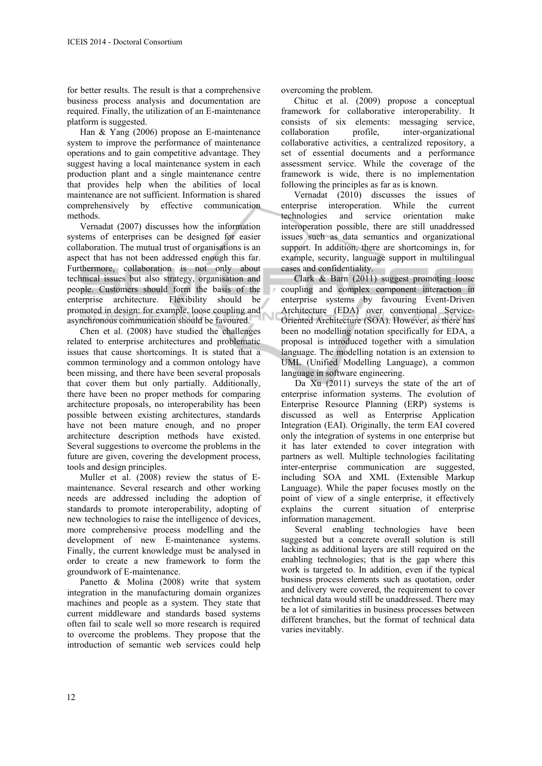for better results. The result is that a comprehensive business process analysis and documentation are required. Finally, the utilization of an E-maintenance platform is suggested.

Han & Yang (2006) propose an E-maintenance system to improve the performance of maintenance operations and to gain competitive advantage. They suggest having a local maintenance system in each production plant and a single maintenance centre that provides help when the abilities of local maintenance are not sufficient. Information is shared comprehensively by effective communication methods.

Vernadat (2007) discusses how the information systems of enterprises can be designed for easier collaboration. The mutual trust of organisations is an aspect that has not been addressed enough this far. Furthermore, collaboration is not only about technical issues but also strategy, organisation and people. Customers should form the basis of the enterprise architecture. Flexibility should be promoted in design: for example, loose coupling and asynchronous communication should be favoured.

Chen et al. (2008) have studied the challenges related to enterprise architectures and problematic issues that cause shortcomings. It is stated that a common terminology and a common ontology have been missing, and there have been several proposals that cover them but only partially. Additionally, there have been no proper methods for comparing architecture proposals, no interoperability has been possible between existing architectures, standards have not been mature enough, and no proper architecture description methods have existed. Several suggestions to overcome the problems in the future are given, covering the development process, tools and design principles.

Muller et al. (2008) review the status of E-maintenance. Several research and other working needs are addressed including the adoption of standards to promote interoperability, adopting of new technologies to raise the intelligence of devices, more comprehensive process modelling and the development of new E-maintenance systems. Finally, the current knowledge must be analysed in order to create a new framework to form the groundwork of E-maintenance.

Panetto & Molina (2008) write that system integration in the manufacturing domain organizes machines and people as a system. They state that current middleware and standards based systems often fail to scale well so more research is required to overcome the problems. They propose that the introduction of semantic web services could help overcoming the problem.

Chituc et al. (2009) propose a conceptual framework for collaborative interoperability. It consists of six elements: messaging service, collaboration profile, inter-organizational collaborative activities, a centralized repository, a set of essential documents and a performance assessment service. While the coverage of the framework is wide, there is no implementation following the principles as far as is known.

Vernadat (2010) discusses the issues of enterprise interoperation. While the current technologies and service orientation make interoperation possible, there are still unaddressed issues such as data semantics and organizational support. In addition, there are shortcomings in, for example, security, language support in multilingual cases and confidentiality.

Clark & Barn (2011) suggest promoting loose coupling and complex component interaction in enterprise systems by favouring Event-Driven Architecture (EDA) over conventional Service-Oriented Architecture (SOA). However, as there has been no modelling notation specifically for EDA, a proposal is introduced together with a simulation language. The modelling notation is an extension to UML (Unified Modelling Language), a common language in software engineering.

Da Xu (2011) surveys the state of the art of enterprise information systems. The evolution of Enterprise Resource Planning (ERP) systems is discussed as well as Enterprise Application Integration (EAI). Originally, the term EAI covered only the integration of systems in one enterprise but it has later extended to cover integration with partners as well. Multiple technologies facilitating inter-enterprise communication are suggested, including SOA and XML (Extensible Markup Language). While the paper focuses mostly on the point of view of a single enterprise, it effectively explains the current situation of enterprise information management.

Several enabling technologies have been suggested but a concrete overall solution is still lacking as additional layers are still required on the enabling technologies; that is the gap where this work is targeted to. In addition, even if the typical business process elements such as quotation, order and delivery were covered, the requirement to cover technical data would still be unaddressed. There may be a lot of similarities in business processes between different branches, but the format of technical data varies inevitably.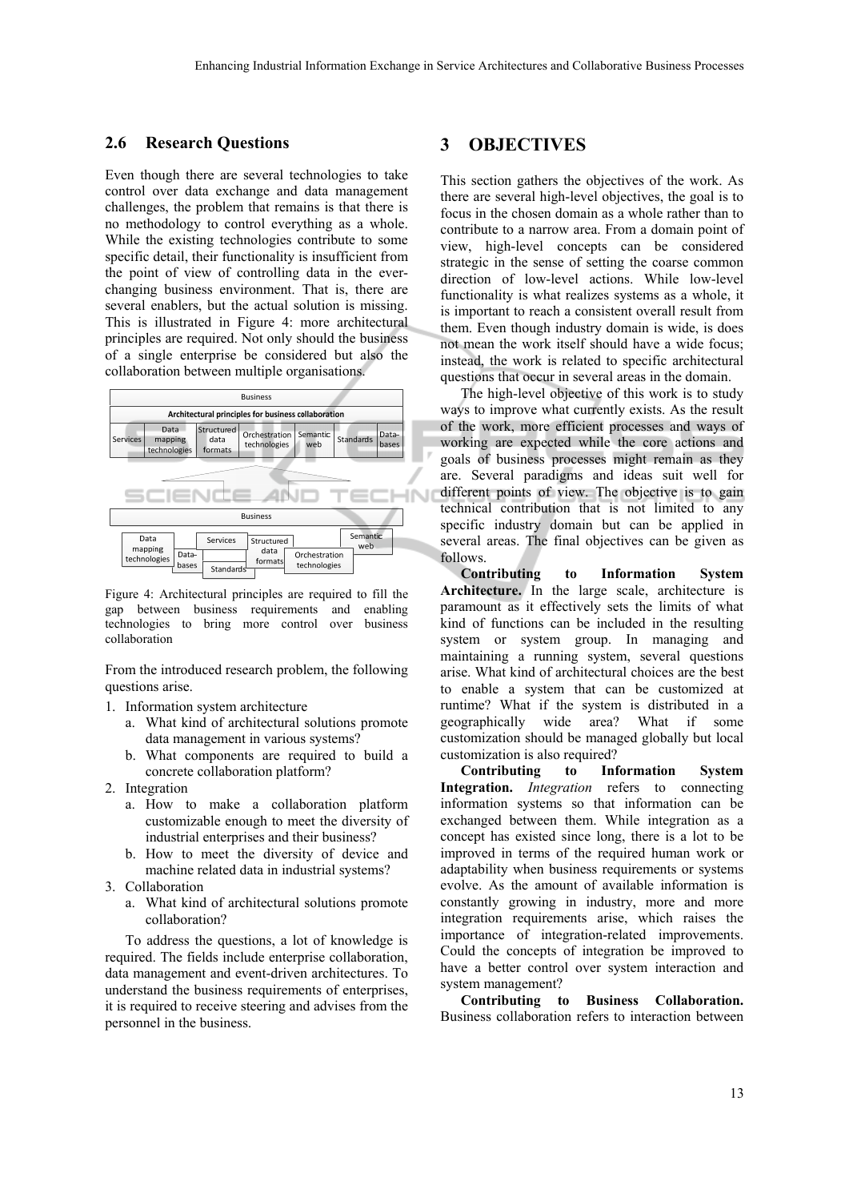### 2.6 Research Questions

Even though there are several technologies to take control over data exchange and data management challenges, the problem that remains is that there is no methodology to control everything as a whole. While the existing technologies contribute to some specific detail, their functionality is insufficient from the point of view of controlling data in the ever-changing business environment. That is, there are several enablers, but the actual solution is missing. This is illustrated in Figure 4: more architectural principles are required. Not only should the business of a single enterprise be considered but also the collaboration between multiple organisations.

Figure 4: Architectural principles are required to fill the gap between business requirements and enabling technologies to bring more control over business collaboration

From the introduced research problem, the following questions arise.

1. Information system architecture
   a. What kind of architectural solutions promote data management in various systems?
   b. What components are required to build a concrete collaboration platform?
2. Integration
   a. How to make a collaboration platform customizable enough to meet the diversity of industrial enterprises and their business?
   b. How to meet the diversity of device and machine related data in industrial systems?
3. Collaboration
   a. What kind of architectural solutions promote collaboration?

To address the questions, a lot of knowledge is required. The fields include enterprise collaboration, data management and event-driven architectures. To understand the business requirements of enterprises, it is required to receive steering and advises from the personnel in the business.

## 3 OBJECTIVES

This section gathers the objectives of the work. As there are several high-level objectives, the goal is to focus in the chosen domain as a whole rather than to contribute to a narrow area. From a domain point of view, high-level concepts can be considered strategic in the sense of setting the coarse common direction of low-level actions. While low-level functionality is what realizes systems as a whole, it is important to reach a consistent overall result from them. Even though industry domain is wide, is does not mean the work itself should have a wide focus; instead, the work is related to specific architectural questions that occur in several areas in the domain.

The high-level objective of this work is to study ways to improve what currently exists. As the result of the work, more efficient processes and ways of working are expected while the core actions and goals of business processes might remain as they are. Several paradigms and ideas suit well for different points of view. The objective is to gain technical contribution that is not limited to any specific industry domain but can be applied in several areas. The final objectives can be given as follows.

**Contributing to Information System Architecture.** In the large scale, architecture is paramount as it effectively sets the limits of what kind of functions can be included in the resulting system or system group. In managing and maintaining a running system, several questions arise. What kind of architectural choices are the best to enable a system that can be customized at runtime? What if the system is distributed in a geographically wide area? What if some customization should be managed globally but local customization is also required?

**Contributing to Information System Integration.** *Integration* refers to connecting information systems so that information can be exchanged between them. While integration as a concept has existed since long, there is a lot to be improved in terms of the required human work or adaptability when business requirements or systems evolve. As the amount of available information is constantly growing in industry, more and more integration requirements arise, which raises the importance of integration-related improvements. Could the concepts of integration be improved to have a better control over system interaction and system management?

**Contributing to Business Collaboration.** Business collaboration refers to interaction between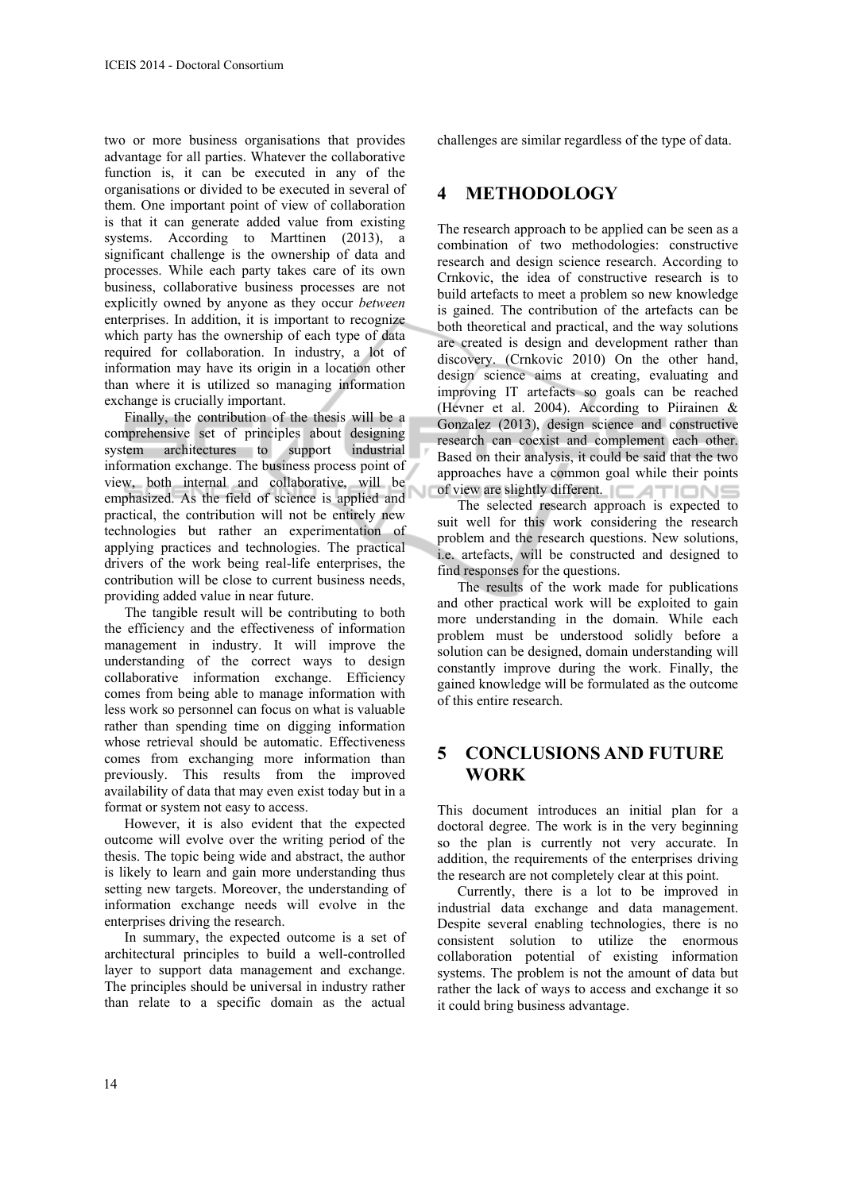two or more business organisations that provides advantage for all parties. Whatever the collaborative function is, it can be executed in any of the organisations or divided to be executed in several of them. One important point of view of collaboration is that it can generate added value from existing systems. According to Marttinen (2013), a significant challenge is the ownership of data and processes. While each party takes care of its own business, collaborative business processes are not explicitly owned by anyone as they occur *between* enterprises. In addition, it is important to recognize which party has the ownership of each type of data required for collaboration. In industry, a lot of information may have its origin in a location other than where it is utilized so managing information exchange is crucially important.

Finally, the contribution of the thesis will be a comprehensive set of principles about designing system architectures to support industrial information exchange. The business process point of view, both internal and collaborative, will be emphasized. As the field of science is applied and practical, the contribution will not be entirely new technologies but rather an experimentation of applying practices and technologies. The practical drivers of the work being real-life enterprises, the contribution will be close to current business needs, providing added value in near future.

The tangible result will be contributing to both the efficiency and the effectiveness of information management in industry. It will improve the understanding of the correct ways to design collaborative information exchange. Efficiency comes from being able to manage information with less work so personnel can focus on what is valuable rather than spending time on digging information whose retrieval should be automatic. Effectiveness comes from exchanging more information than previously. This results from the improved availability of data that may even exist today but in a format or system not easy to access.

However, it is also evident that the expected outcome will evolve over the writing period of the thesis. The topic being wide and abstract, the author is likely to learn and gain more understanding thus setting new targets. Moreover, the understanding of information exchange needs will evolve in the enterprises driving the research.

In summary, the expected outcome is a set of architectural principles to build a well-controlled layer to support data management and exchange. The principles should be universal in industry rather than relate to a specific domain as the actual challenges are similar regardless of the type of data.

## 4 METHODOLOGY

The research approach to be applied can be seen as a combination of two methodologies: constructive research and design science research. According to Crnkovic, the idea of constructive research is to build artefacts to meet a problem so new knowledge is gained. The contribution of the artefacts can be both theoretical and practical, and the way solutions are created is design and development rather than discovery. (Crnkovic 2010) On the other hand, design science aims at creating, evaluating and improving IT artefacts so goals can be reached (Hevner et al. 2004). According to Piirainen & Gonzalez (2013), design science and constructive research can coexist and complement each other. Based on their analysis, it could be said that the two approaches have a common goal while their points of view are slightly different.

The selected research approach is expected to suit well for this work considering the research problem and the research questions. New solutions, i.e. artefacts, will be constructed and designed to find responses for the questions.

The results of the work made for publications and other practical work will be exploited to gain more understanding in the domain. While each problem must be understood solidly before a solution can be designed, domain understanding will constantly improve during the work. Finally, the gained knowledge will be formulated as the outcome of this entire research.

## 5 CONCLUSIONS AND FUTURE WORK

This document introduces an initial plan for a doctoral degree. The work is in the very beginning so the plan is currently not very accurate. In addition, the requirements of the enterprises driving the research are not completely clear at this point.

Currently, there is a lot to be improved in industrial data exchange and data management. Despite several enabling technologies, there is no consistent solution to utilize the enormous collaboration potential of existing information systems. The problem is not the amount of data but rather the lack of ways to access and exchange it so it could bring business advantage.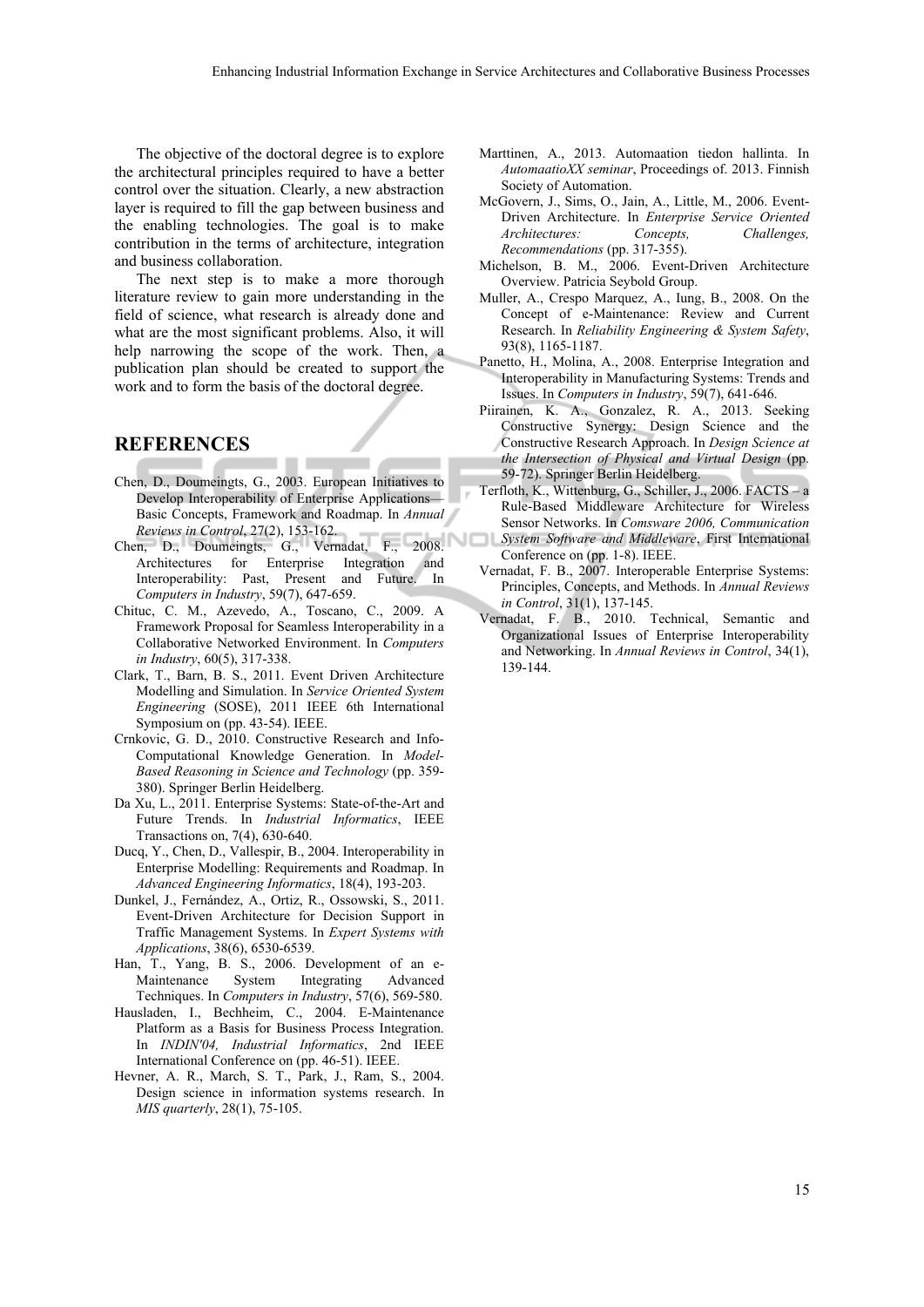The objective of the doctoral degree is to explore the architectural principles required to have a better control over the situation. Clearly, a new abstraction layer is required to fill the gap between business and the enabling technologies. The goal is to make contribution in the terms of architecture, integration and business collaboration.

The next step is to make a more thorough literature review to gain more understanding in the field of science, what research is already done and what are the most significant problems. Also, it will help narrowing the scope of the work. Then, a publication plan should be created to support the work and to form the basis of the doctoral degree.

## REFERENCES

Chen, D., Doumeingts, G., 2003. European Initiatives to Develop Interoperability of Enterprise Applications—Basic Concepts, Framework and Roadmap. In *Annual Reviews in Control*, 27(2), 153-162.

Chen, D., Doumeingts, G., Vernadat, F., 2008. Architectures for Enterprise Integration and Interoperability: Past, Present and Future. In *Computers in Industry*, 59(7), 647-659.

Chituc, C. M., Azevedo, A., Toscano, C., 2009. A Framework Proposal for Seamless Interoperability in a Collaborative Networked Environment. In *Computers in Industry*, 60(5), 317-338.

Clark, T., Barn, B. S., 2011. Event Driven Architecture Modelling and Simulation. In *Service Oriented System Engineering* (SOSE), 2011 IEEE 6th International Symposium on (pp. 43-54). IEEE.

Crnkovic, G. D., 2010. Constructive Research and Info-Computational Knowledge Generation. In *Model-Based Reasoning in Science and Technology* (pp. 359-380). Springer Berlin Heidelberg.

Da Xu, L., 2011. Enterprise Systems: State-of-the-Art and Future Trends. In *Industrial Informatics*, IEEE Transactions on, 7(4), 630-640.

Ducq, Y., Chen, D., Vallespir, B., 2004. Interoperability in Enterprise Modelling: Requirements and Roadmap. In *Advanced Engineering Informatics*, 18(4), 193-203.

Dunkel, J., Fernández, A., Ortiz, R., Ossowski, S., 2011. Event-Driven Architecture for Decision Support in Traffic Management Systems. In *Expert Systems with Applications*, 38(6), 6530-6539.

Han, T., Yang, B. S., 2006. Development of an e-Maintenance System Integrating Advanced Techniques. In *Computers in Industry*, 57(6), 569-580.

Hausladen, I., Bechheim, C., 2004. E-Maintenance Platform as a Basis for Business Process Integration. In *INDIN'04, Industrial Informatics*, 2nd IEEE International Conference on (pp. 46-51). IEEE.

Hevner, A. R., March, S. T., Park, J., Ram, S., 2004. Design science in information systems research. In *MIS quarterly*, 28(1), 75-105.

Marttinen, A., 2013. Automaation tiedon hallinta. In *AutomaatioXX seminar*, Proceedings of. 2013. Finnish Society of Automation.

McGovern, J., Sims, O., Jain, A., Little, M., 2006. Event-Driven Architecture. In *Enterprise Service Oriented Architectures: Concepts, Challenges, Recommendations* (pp. 317-355).

Michelson, B. M., 2006. Event-Driven Architecture Overview. Patricia Seybold Group.

Muller, A., Crespo Marquez, A., Iung, B., 2008. On the Concept of e-Maintenance: Review and Current Research. In *Reliability Engineering & System Safety*, 93(8), 1165-1187.

Panetto, H., Molina, A., 2008. Enterprise Integration and Interoperability in Manufacturing Systems: Trends and Issues. In *Computers in Industry*, 59(7), 641-646.

Piirainen, K. A., Gonzalez, R. A., 2013. Seeking Constructive Synergy: Design Science and the Constructive Research Approach. In *Design Science at the Intersection of Physical and Virtual Design* (pp. 59-72). Springer Berlin Heidelberg.

Terfloth, K., Wittenburg, G., Schiller, J., 2006. FACTS – a Rule-Based Middleware Architecture for Wireless Sensor Networks. In *Comsware 2006, Communication System Software and Middleware*, First International Conference on (pp. 1-8). IEEE.

Vernadat, F. B., 2007. Interoperable Enterprise Systems: Principles, Concepts, and Methods. In *Annual Reviews in Control*, 31(1), 137-145.

Vernadat, F. B., 2010. Technical, Semantic and Organizational Issues of Enterprise Interoperability and Networking. In *Annual Reviews in Control*, 34(1), 139-144.